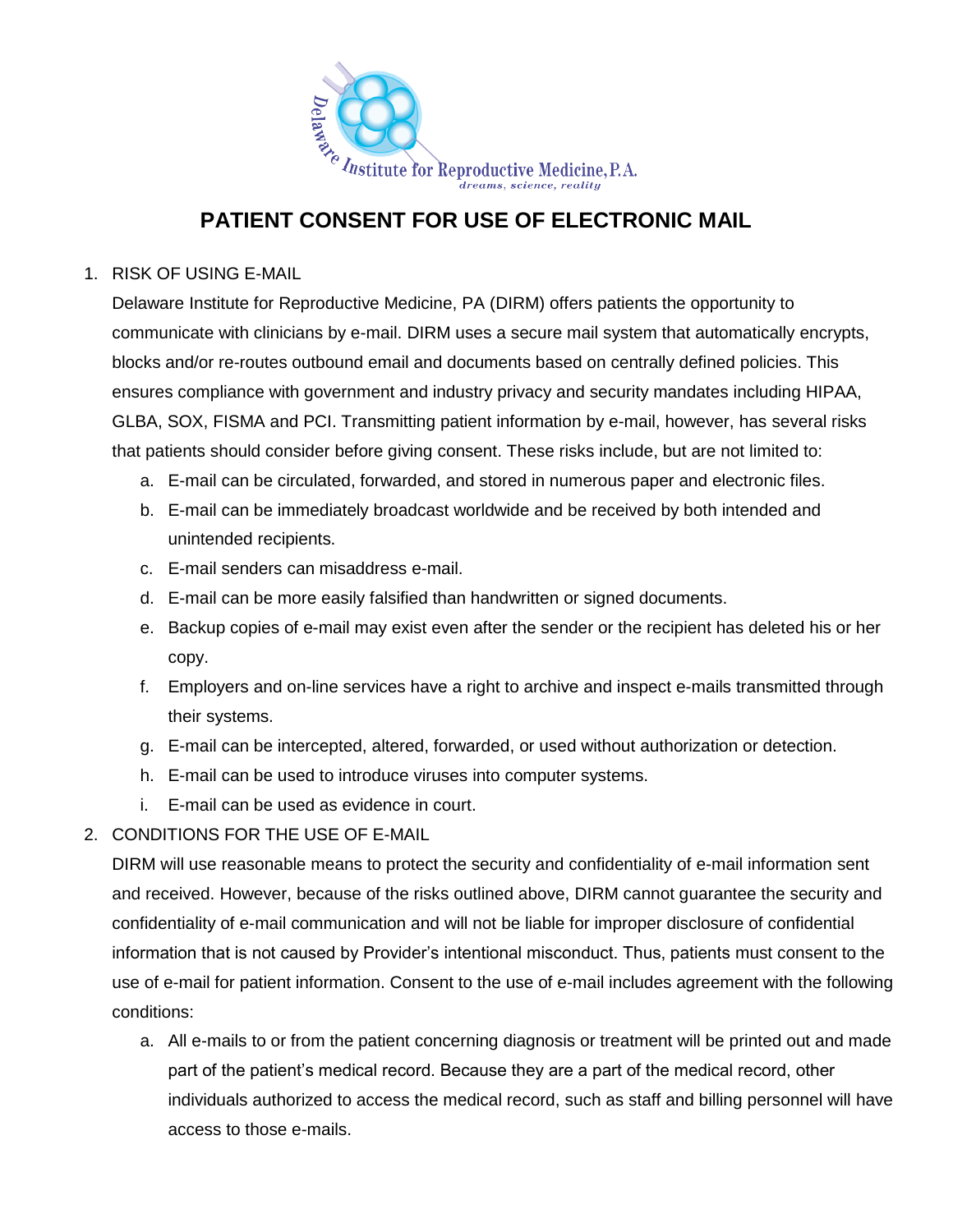Delaware Institute for Reproductive Medicine, P.A.
*dreams, science, reality*

# PATIENT CONSENT FOR USE OF ELECTRONIC MAIL

1. RISK OF USING E-MAIL

   Delaware Institute for Reproductive Medicine, PA (DIRM) offers patients the opportunity to communicate with clinicians by e-mail. DIRM uses a secure mail system that automatically encrypts, blocks and/or re-routes outbound email and documents based on centrally defined policies. This ensures compliance with government and industry privacy and security mandates including HIPAA, GLBA, SOX, FISMA and PCI. Transmitting patient information by e-mail, however, has several risks that patients should consider before giving consent. These risks include, but are not limited to:

   a. E-mail can be circulated, forwarded, and stored in numerous paper and electronic files.
   b. E-mail can be immediately broadcast worldwide and be received by both intended and unintended recipients.
   c. E-mail senders can misaddress e-mail.
   d. E-mail can be more easily falsified than handwritten or signed documents.
   e. Backup copies of e-mail may exist even after the sender or the recipient has deleted his or her copy.
   f. Employers and on-line services have a right to archive and inspect e-mails transmitted through their systems.
   g. E-mail can be intercepted, altered, forwarded, or used without authorization or detection.
   h. E-mail can be used to introduce viruses into computer systems.
   i. E-mail can be used as evidence in court.

2. CONDITIONS FOR THE USE OF E-MAIL

   DIRM will use reasonable means to protect the security and confidentiality of e-mail information sent and received. However, because of the risks outlined above, DIRM cannot guarantee the security and confidentiality of e-mail communication and will not be liable for improper disclosure of confidential information that is not caused by Provider's intentional misconduct. Thus, patients must consent to the use of e-mail for patient information. Consent to the use of e-mail includes agreement with the following conditions:

   a. All e-mails to or from the patient concerning diagnosis or treatment will be printed out and made part of the patient's medical record. Because they are a part of the medical record, other individuals authorized to access the medical record, such as staff and billing personnel will have access to those e-mails.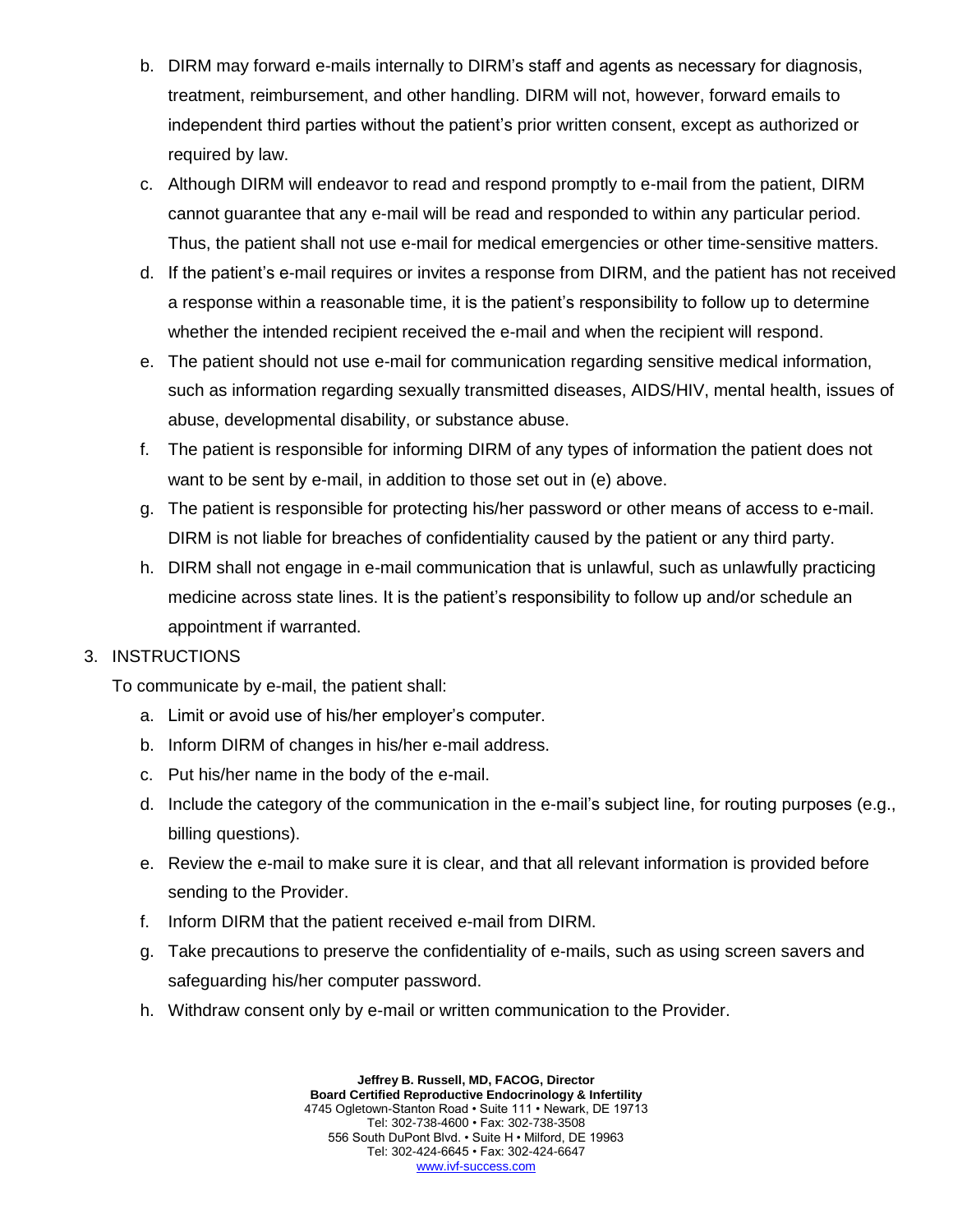b. DIRM may forward e-mails internally to DIRM's staff and agents as necessary for diagnosis, treatment, reimbursement, and other handling. DIRM will not, however, forward emails to independent third parties without the patient's prior written consent, except as authorized or required by law.

c. Although DIRM will endeavor to read and respond promptly to e-mail from the patient, DIRM cannot guarantee that any e-mail will be read and responded to within any particular period. Thus, the patient shall not use e-mail for medical emergencies or other time-sensitive matters.

d. If the patient's e-mail requires or invites a response from DIRM, and the patient has not received a response within a reasonable time, it is the patient's responsibility to follow up to determine whether the intended recipient received the e-mail and when the recipient will respond.

e. The patient should not use e-mail for communication regarding sensitive medical information, such as information regarding sexually transmitted diseases, AIDS/HIV, mental health, issues of abuse, developmental disability, or substance abuse.

f. The patient is responsible for informing DIRM of any types of information the patient does not want to be sent by e-mail, in addition to those set out in (e) above.

g. The patient is responsible for protecting his/her password or other means of access to e-mail. DIRM is not liable for breaches of confidentiality caused by the patient or any third party.

h. DIRM shall not engage in e-mail communication that is unlawful, such as unlawfully practicing medicine across state lines. It is the patient's responsibility to follow up and/or schedule an appointment if warranted.

3. INSTRUCTIONS

To communicate by e-mail, the patient shall:

a. Limit or avoid use of his/her employer's computer.

b. Inform DIRM of changes in his/her e-mail address.

c. Put his/her name in the body of the e-mail.

d. Include the category of the communication in the e-mail's subject line, for routing purposes (e.g., billing questions).

e. Review the e-mail to make sure it is clear, and that all relevant information is provided before sending to the Provider.

f. Inform DIRM that the patient received e-mail from DIRM.

g. Take precautions to preserve the confidentiality of e-mails, such as using screen savers and safeguarding his/her computer password.

h. Withdraw consent only by e-mail or written communication to the Provider.

**Jeffrey B. Russell, MD, FACOG, Director**
**Board Certified Reproductive Endocrinology & Infertility**
4745 Ogletown-Stanton Road • Suite 111 • Newark, DE 19713
Tel: 302-738-4600 • Fax: 302-738-3508
556 South DuPont Blvd. • Suite H • Milford, DE 19963
Tel: 302-424-6645 • Fax: 302-424-6647
www.ivf-success.com